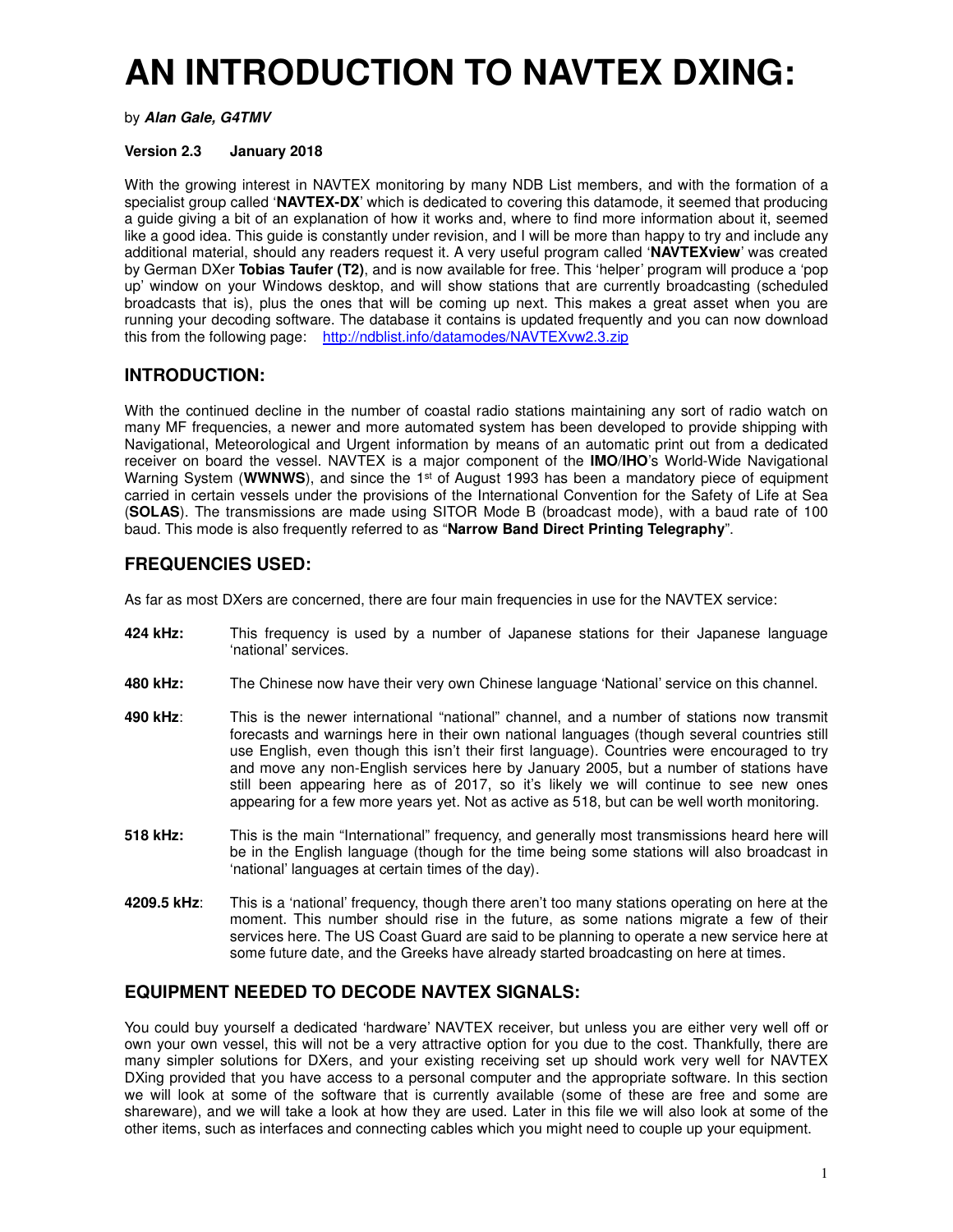# AN INTRODUCTION TO NAVTEX DXING:

by ***Alan Gale, G4TMV***

**Version 2.3 January 2018**

With the growing interest in NAVTEX monitoring by many NDB List members, and with the formation of a specialist group called '**NAVTEX-DX**' which is dedicated to covering this datamode, it seemed that producing a guide giving a bit of an explanation of how it works and, where to find more information about it, seemed like a good idea. This guide is constantly under revision, and I will be more than happy to try and include any additional material, should any readers request it. A very useful program called '**NAVTEXview**' was created by German DXer **Tobias Taufer (T2)**, and is now available for free. This 'helper' program will produce a 'pop up' window on your Windows desktop, and will show stations that are currently broadcasting (scheduled broadcasts that is), plus the ones that will be coming up next. This makes a great asset when you are running your decoding software. The database it contains is updated frequently and you can now download this from the following page: http://ndblist.info/datamodes/NAVTEXvw2.3.zip

## INTRODUCTION:

With the continued decline in the number of coastal radio stations maintaining any sort of radio watch on many MF frequencies, a newer and more automated system has been developed to provide shipping with Navigational, Meteorological and Urgent information by means of an automatic print out from a dedicated receiver on board the vessel. NAVTEX is a major component of the **IMO**/**IHO**'s World-Wide Navigational Warning System (**WWNWS**), and since the 1st of August 1993 has been a mandatory piece of equipment carried in certain vessels under the provisions of the International Convention for the Safety of Life at Sea (**SOLAS**). The transmissions are made using SITOR Mode B (broadcast mode), with a baud rate of 100 baud. This mode is also frequently referred to as "**Narrow Band Direct Printing Telegraphy**".

## FREQUENCIES USED:

As far as most DXers are concerned, there are four main frequencies in use for the NAVTEX service:

**424 kHz:** This frequency is used by a number of Japanese stations for their Japanese language 'national' services.

**480 kHz:** The Chinese now have their very own Chinese language 'National' service on this channel.

**490 kHz**: This is the newer international "national" channel, and a number of stations now transmit forecasts and warnings here in their own national languages (though several countries still use English, even though this isn't their first language). Countries were encouraged to try and move any non-English services here by January 2005, but a number of stations have still been appearing here as of 2017, so it's likely we will continue to see new ones appearing for a few more years yet. Not as active as 518, but can be well worth monitoring.

**518 kHz:** This is the main "International" frequency, and generally most transmissions heard here will be in the English language (though for the time being some stations will also broadcast in 'national' languages at certain times of the day).

**4209.5 kHz**: This is a 'national' frequency, though there aren't too many stations operating on here at the moment. This number should rise in the future, as some nations migrate a few of their services here. The US Coast Guard are said to be planning to operate a new service here at some future date, and the Greeks have already started broadcasting on here at times.

## EQUIPMENT NEEDED TO DECODE NAVTEX SIGNALS:

You could buy yourself a dedicated 'hardware' NAVTEX receiver, but unless you are either very well off or own your own vessel, this will not be a very attractive option for you due to the cost. Thankfully, there are many simpler solutions for DXers, and your existing receiving set up should work very well for NAVTEX DXing provided that you have access to a personal computer and the appropriate software. In this section we will look at some of the software that is currently available (some of these are free and some are shareware), and we will take a look at how they are used. Later in this file we will also look at some of the other items, such as interfaces and connecting cables which you might need to couple up your equipment.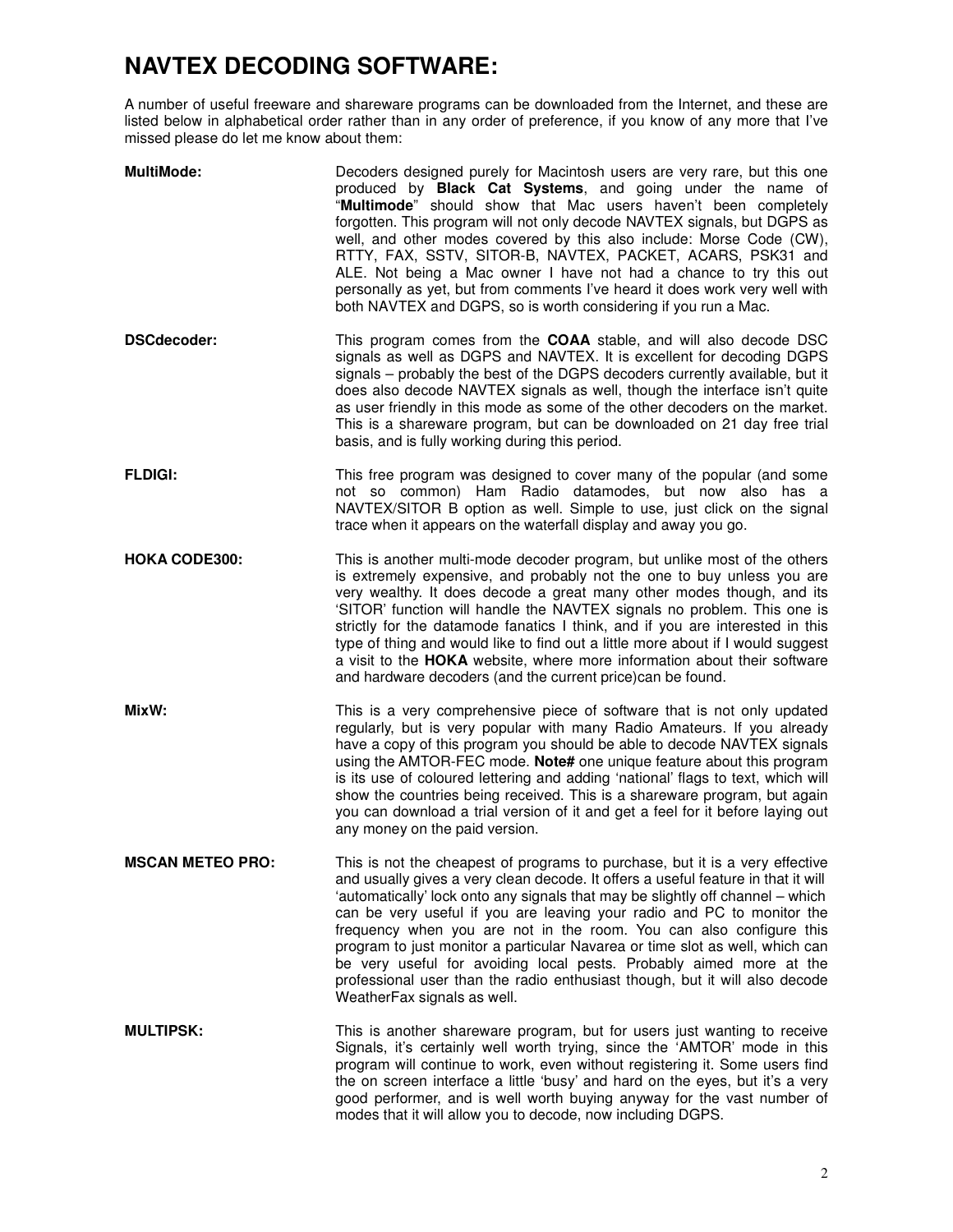# NAVTEX DECODING SOFTWARE:

A number of useful freeware and shareware programs can be downloaded from the Internet, and these are listed below in alphabetical order rather than in any order of preference, if you know of any more that I've missed please do let me know about them:

**MultiMode:** Decoders designed purely for Macintosh users are very rare, but this one produced by **Black Cat Systems**, and going under the name of "**Multimode**" should show that Mac users haven't been completely forgotten. This program will not only decode NAVTEX signals, but DGPS as well, and other modes covered by this also include: Morse Code (CW), RTTY, FAX, SSTV, SITOR-B, NAVTEX, PACKET, ACARS, PSK31 and ALE. Not being a Mac owner I have not had a chance to try this out personally as yet, but from comments I've heard it does work very well with both NAVTEX and DGPS, so is worth considering if you run a Mac.

**DSCdecoder:** This program comes from the **COAA** stable, and will also decode DSC signals as well as DGPS and NAVTEX. It is excellent for decoding DGPS signals – probably the best of the DGPS decoders currently available, but it does also decode NAVTEX signals as well, though the interface isn't quite as user friendly in this mode as some of the other decoders on the market. This is a shareware program, but can be downloaded on 21 day free trial basis, and is fully working during this period.

**FLDIGI:** This free program was designed to cover many of the popular (and some not so common) Ham Radio datamodes, but now also has a NAVTEX/SITOR B option as well. Simple to use, just click on the signal trace when it appears on the waterfall display and away you go.

**HOKA CODE300:** This is another multi-mode decoder program, but unlike most of the others is extremely expensive, and probably not the one to buy unless you are very wealthy. It does decode a great many other modes though, and its 'SITOR' function will handle the NAVTEX signals no problem. This one is strictly for the datamode fanatics I think, and if you are interested in this type of thing and would like to find out a little more about if I would suggest a visit to the **HOKA** website, where more information about their software and hardware decoders (and the current price)can be found.

**MixW:** This is a very comprehensive piece of software that is not only updated regularly, but is very popular with many Radio Amateurs. If you already have a copy of this program you should be able to decode NAVTEX signals using the AMTOR-FEC mode. **Note#** one unique feature about this program is its use of coloured lettering and adding 'national' flags to text, which will show the countries being received. This is a shareware program, but again you can download a trial version of it and get a feel for it before laying out any money on the paid version.

**MSCAN METEO PRO:** This is not the cheapest of programs to purchase, but it is a very effective and usually gives a very clean decode. It offers a useful feature in that it will 'automatically' lock onto any signals that may be slightly off channel – which can be very useful if you are leaving your radio and PC to monitor the frequency when you are not in the room. You can also configure this program to just monitor a particular Navarea or time slot as well, which can be very useful for avoiding local pests. Probably aimed more at the professional user than the radio enthusiast though, but it will also decode WeatherFax signals as well.

**MULTIPSK:** This is another shareware program, but for users just wanting to receive Signals, it's certainly well worth trying, since the 'AMTOR' mode in this program will continue to work, even without registering it. Some users find the on screen interface a little 'busy' and hard on the eyes, but it's a very good performer, and is well worth buying anyway for the vast number of modes that it will allow you to decode, now including DGPS.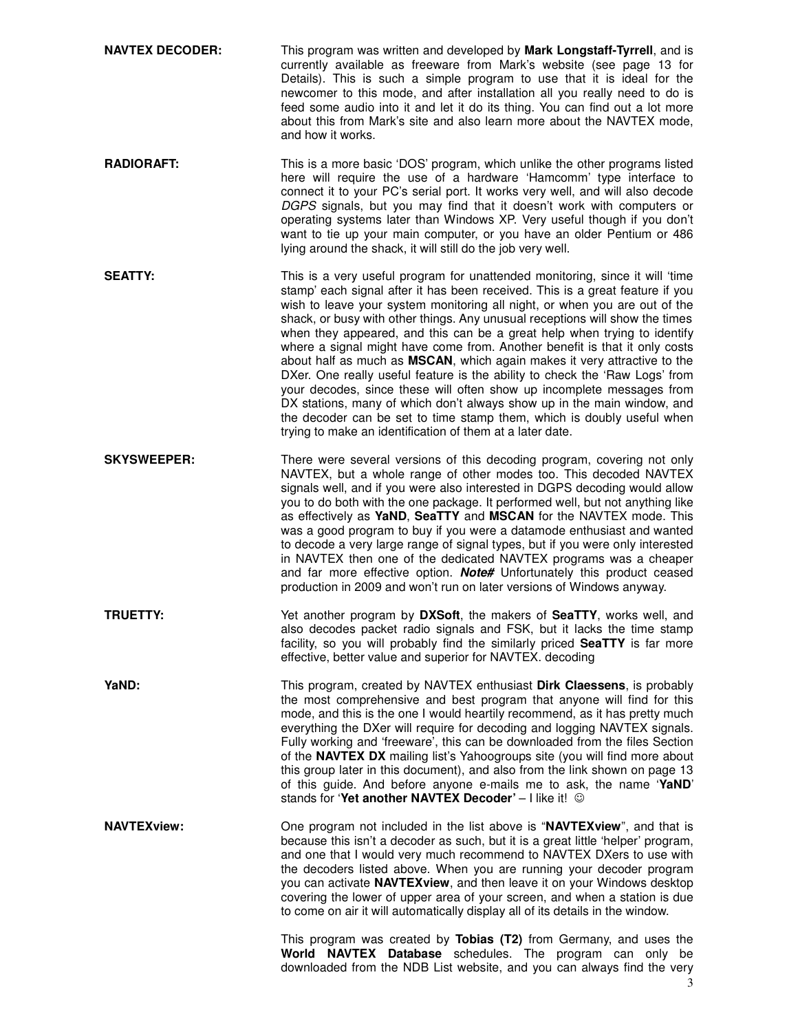**NAVTEX DECODER:** This program was written and developed by **Mark Longstaff-Tyrrell**, and is currently available as freeware from Mark's website (see page 13 for Details). This is such a simple program to use that it is ideal for the newcomer to this mode, and after installation all you really need to do is feed some audio into it and let it do its thing. You can find out a lot more about this from Mark's site and also learn more about the NAVTEX mode, and how it works.

**RADIORAFT:** This is a more basic 'DOS' program, which unlike the other programs listed here will require the use of a hardware 'Hamcomm' type interface to connect it to your PC's serial port. It works very well, and will also decode *DGPS* signals, but you may find that it doesn't work with computers or operating systems later than Windows XP. Very useful though if you don't want to tie up your main computer, or you have an older Pentium or 486 lying around the shack, it will still do the job very well.

**SEATTY:** This is a very useful program for unattended monitoring, since it will 'time stamp' each signal after it has been received. This is a great feature if you wish to leave your system monitoring all night, or when you are out of the shack, or busy with other things. Any unusual receptions will show the times when they appeared, and this can be a great help when trying to identify where a signal might have come from. Another benefit is that it only costs about half as much as **MSCAN**, which again makes it very attractive to the DXer. One really useful feature is the ability to check the 'Raw Logs' from your decodes, since these will often show up incomplete messages from DX stations, many of which don't always show up in the main window, and the decoder can be set to time stamp them, which is doubly useful when trying to make an identification of them at a later date.

**SKYSWEEPER:** There were several versions of this decoding program, covering not only NAVTEX, but a whole range of other modes too. This decoded NAVTEX signals well, and if you were also interested in DGPS decoding would allow you to do both with the one package. It performed well, but not anything like as effectively as **YaND**, **SeaTTY** and **MSCAN** for the NAVTEX mode. This was a good program to buy if you were a datamode enthusiast and wanted to decode a very large range of signal types, but if you were only interested in NAVTEX then one of the dedicated NAVTEX programs was a cheaper and far more effective option. ***Note#*** Unfortunately this product ceased production in 2009 and won't run on later versions of Windows anyway.

**TRUETTY:** Yet another program by **DXSoft**, the makers of **SeaTTY**, works well, and also decodes packet radio signals and FSK, but it lacks the time stamp facility, so you will probably find the similarly priced **SeaTTY** is far more effective, better value and superior for NAVTEX. decoding

**YaND:** This program, created by NAVTEX enthusiast **Dirk Claessens**, is probably the most comprehensive and best program that anyone will find for this mode, and this is the one I would heartily recommend, as it has pretty much everything the DXer will require for decoding and logging NAVTEX signals. Fully working and 'freeware', this can be downloaded from the files Section of the **NAVTEX DX** mailing list's Yahoogroups site (you will find more about this group later in this document), and also from the link shown on page 13 of this guide. And before anyone e-mails me to ask, the name '**YaND**' stands for '**Yet another NAVTEX Decoder'** – I like it! ☺

**NAVTEXview:** One program not included in the list above is "**NAVTEXview**", and that is because this isn't a decoder as such, but it is a great little 'helper' program, and one that I would very much recommend to NAVTEX DXers to use with the decoders listed above. When you are running your decoder program you can activate **NAVTEXview**, and then leave it on your Windows desktop covering the lower of upper area of your screen, and when a station is due to come on air it will automatically display all of its details in the window.

This program was created by **Tobias (T2)** from Germany, and uses the **World NAVTEX Database** schedules. The program can only be downloaded from the NDB List website, and you can always find the very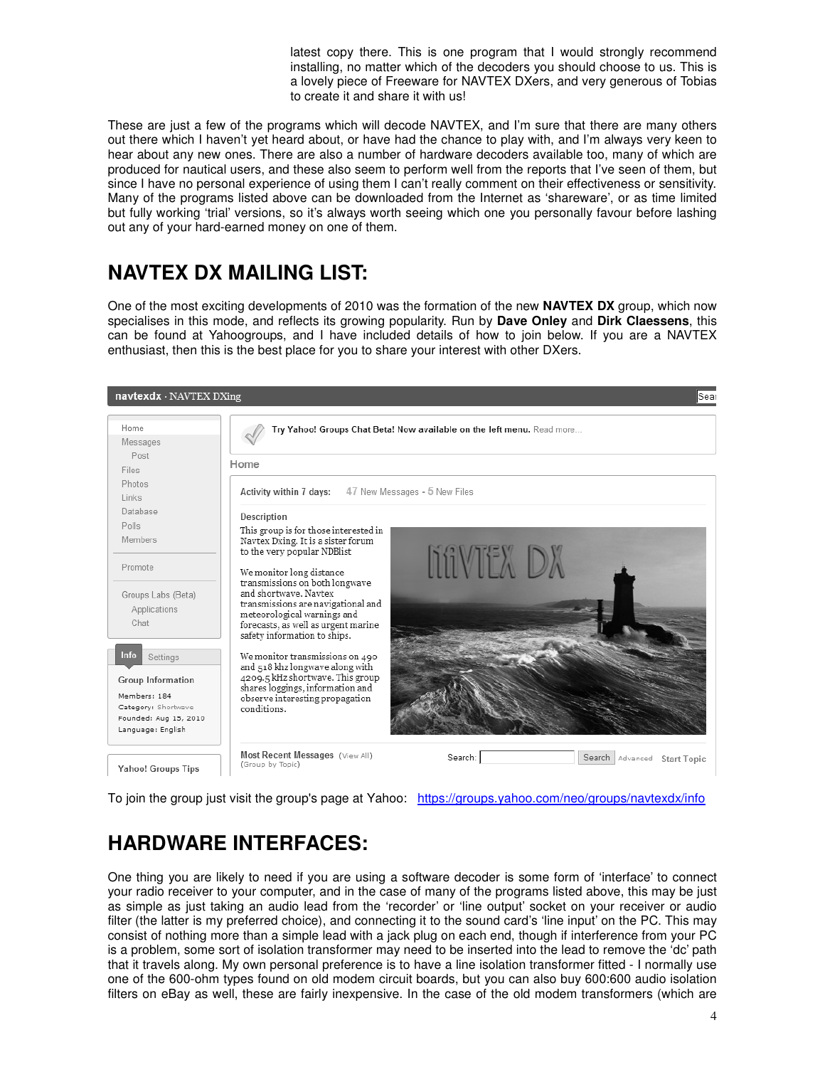latest copy there. This is one program that I would strongly recommend installing, no matter which of the decoders you should choose to us. This is a lovely piece of Freeware for NAVTEX DXers, and very generous of Tobias to create it and share it with us!

These are just a few of the programs which will decode NAVTEX, and I'm sure that there are many others out there which I haven't yet heard about, or have had the chance to play with, and I'm always very keen to hear about any new ones. There are also a number of hardware decoders available too, many of which are produced for nautical users, and these also seem to perform well from the reports that I've seen of them, but since I have no personal experience of using them I can't really comment on their effectiveness or sensitivity. Many of the programs listed above can be downloaded from the Internet as 'shareware', or as time limited but fully working 'trial' versions, so it's always worth seeing which one you personally favour before lashing out any of your hard-earned money on one of them.

## NAVTEX DX MAILING LIST:

One of the most exciting developments of 2010 was the formation of the new **NAVTEX DX** group, which now specialises in this mode, and reflects its growing popularity. Run by **Dave Onley** and **Dirk Claessens**, this can be found at Yahoogroups, and I have included details of how to join below. If you are a NAVTEX enthusiast, then this is the best place for you to share your interest with other DXers.

To join the group just visit the group's page at Yahoo: https://groups.yahoo.com/neo/groups/navtexdx/info

## HARDWARE INTERFACES:

One thing you are likely to need if you are using a software decoder is some form of 'interface' to connect your radio receiver to your computer, and in the case of many of the programs listed above, this may be just as simple as just taking an audio lead from the 'recorder' or 'line output' socket on your receiver or audio filter (the latter is my preferred choice), and connecting it to the sound card's 'line input' on the PC. This may consist of nothing more than a simple lead with a jack plug on each end, though if interference from your PC is a problem, some sort of isolation transformer may need to be inserted into the lead to remove the 'dc' path that it travels along. My own personal preference is to have a line isolation transformer fitted - I normally use one of the 600-ohm types found on old modem circuit boards, but you can also buy 600:600 audio isolation filters on eBay as well, these are fairly inexpensive. In the case of the old modem transformers (which are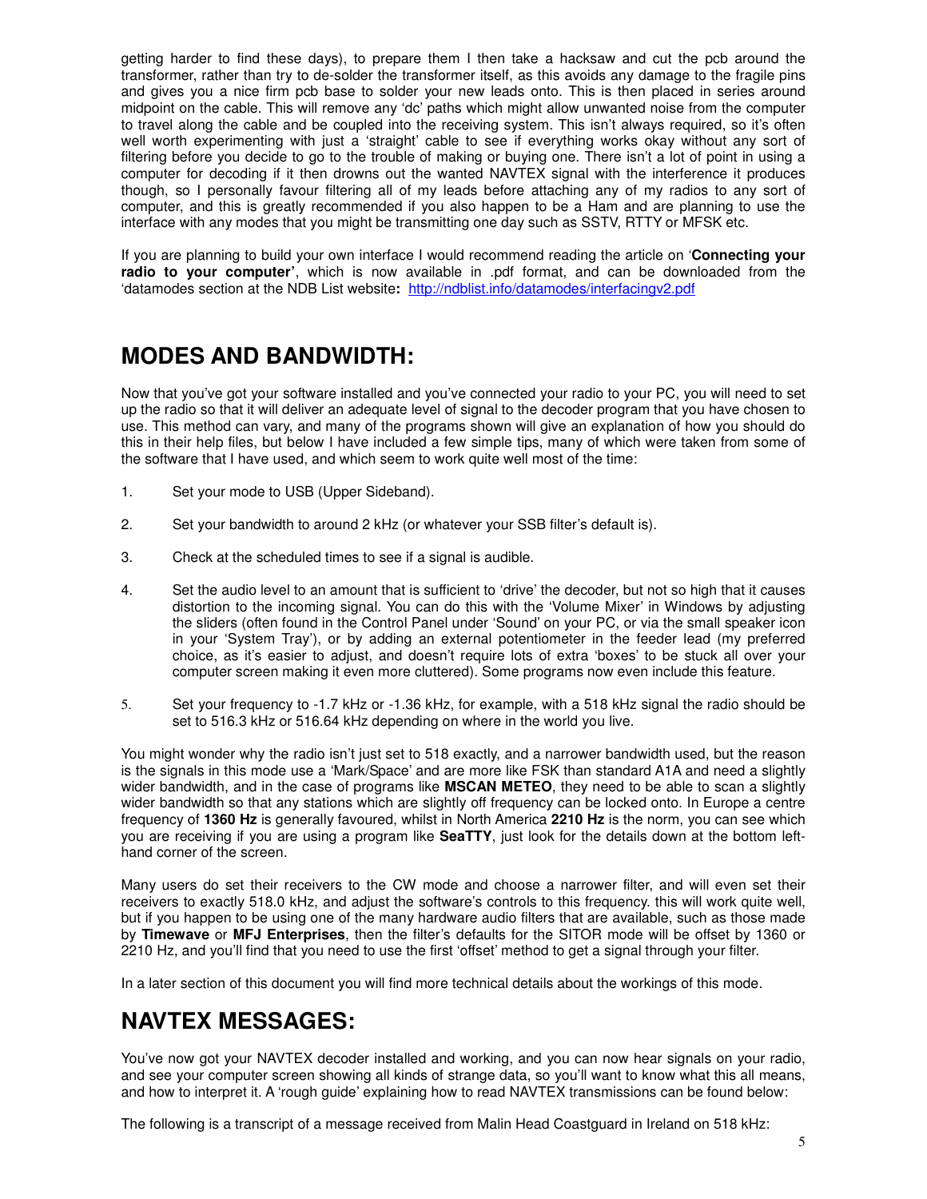getting harder to find these days), to prepare them I then take a hacksaw and cut the pcb around the transformer, rather than try to de-solder the transformer itself, as this avoids any damage to the fragile pins and gives you a nice firm pcb base to solder your new leads onto. This is then placed in series around midpoint on the cable. This will remove any 'dc' paths which might allow unwanted noise from the computer to travel along the cable and be coupled into the receiving system. This isn't always required, so it's often well worth experimenting with just a 'straight' cable to see if everything works okay without any sort of filtering before you decide to go to the trouble of making or buying one. There isn't a lot of point in using a computer for decoding if it then drowns out the wanted NAVTEX signal with the interference it produces though, so I personally favour filtering all of my leads before attaching any of my radios to any sort of computer, and this is greatly recommended if you also happen to be a Ham and are planning to use the interface with any modes that you might be transmitting one day such as SSTV, RTTY or MFSK etc.

If you are planning to build your own interface I would recommend reading the article on '**Connecting your radio to your computer'**, which is now available in .pdf format, and can be downloaded from the 'datamodes section at the NDB List website**:** http://ndblist.info/datamodes/interfacingv2.pdf

## MODES AND BANDWIDTH:

Now that you've got your software installed and you've connected your radio to your PC, you will need to set up the radio so that it will deliver an adequate level of signal to the decoder program that you have chosen to use. This method can vary, and many of the programs shown will give an explanation of how you should do this in their help files, but below I have included a few simple tips, many of which were taken from some of the software that I have used, and which seem to work quite well most of the time:

1. Set your mode to USB (Upper Sideband).
2. Set your bandwidth to around 2 kHz (or whatever your SSB filter's default is).
3. Check at the scheduled times to see if a signal is audible.
4. Set the audio level to an amount that is sufficient to 'drive' the decoder, but not so high that it causes distortion to the incoming signal. You can do this with the 'Volume Mixer' in Windows by adjusting the sliders (often found in the Control Panel under 'Sound' on your PC, or via the small speaker icon in your 'System Tray'), or by adding an external potentiometer in the feeder lead (my preferred choice, as it's easier to adjust, and doesn't require lots of extra 'boxes' to be stuck all over your computer screen making it even more cluttered). Some programs now even include this feature.
5. Set your frequency to -1.7 kHz or -1.36 kHz, for example, with a 518 kHz signal the radio should be set to 516.3 kHz or 516.64 kHz depending on where in the world you live.

You might wonder why the radio isn't just set to 518 exactly, and a narrower bandwidth used, but the reason is the signals in this mode use a 'Mark/Space' and are more like FSK than standard A1A and need a slightly wider bandwidth, and in the case of programs like **MSCAN METEO**, they need to be able to scan a slightly wider bandwidth so that any stations which are slightly off frequency can be locked onto. In Europe a centre frequency of **1360 Hz** is generally favoured, whilst in North America **2210 Hz** is the norm, you can see which you are receiving if you are using a program like **SeaTTY**, just look for the details down at the bottom left-hand corner of the screen.

Many users do set their receivers to the CW mode and choose a narrower filter, and will even set their receivers to exactly 518.0 kHz, and adjust the software's controls to this frequency. this will work quite well, but if you happen to be using one of the many hardware audio filters that are available, such as those made by **Timewave** or **MFJ Enterprises**, then the filter's defaults for the SITOR mode will be offset by 1360 or 2210 Hz, and you'll find that you need to use the first 'offset' method to get a signal through your filter.

In a later section of this document you will find more technical details about the workings of this mode.

## NAVTEX MESSAGES:

You've now got your NAVTEX decoder installed and working, and you can now hear signals on your radio, and see your computer screen showing all kinds of strange data, so you'll want to know what this all means, and how to interpret it. A 'rough guide' explaining how to read NAVTEX transmissions can be found below:

The following is a transcript of a message received from Malin Head Coastguard in Ireland on 518 kHz: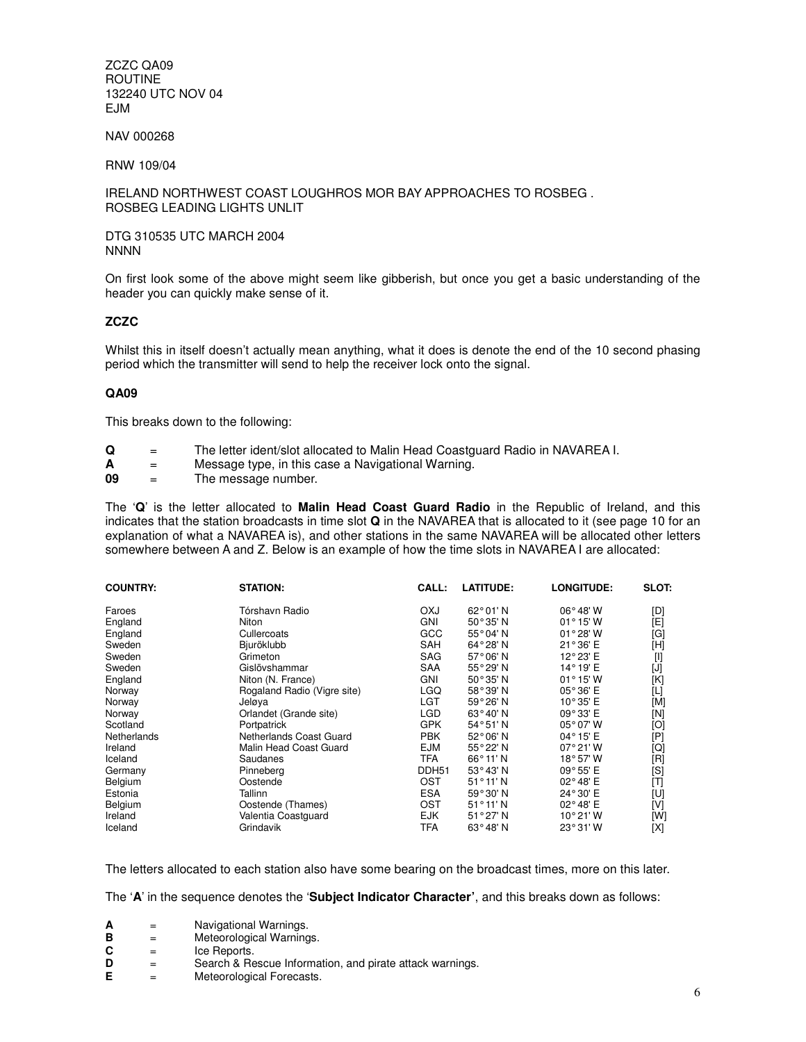ZCZC QA09
ROUTINE
132240 UTC NOV 04
EJM

NAV 000268

RNW 109/04

IRELAND NORTHWEST COAST LOUGHROS MOR BAY APPROACHES TO ROSBEG .
ROSBEG LEADING LIGHTS UNLIT

DTG 310535 UTC MARCH 2004
NNNN

On first look some of the above might seem like gibberish, but once you get a basic understanding of the header you can quickly make sense of it.

### ZCZC

Whilst this in itself doesn't actually mean anything, what it does is denote the end of the 10 second phasing period which the transmitter will send to help the receiver lock onto the signal.

### QA09

This breaks down to the following:

- **Q** = The letter ident/slot allocated to Malin Head Coastguard Radio in NAVAREA I.
- **A** = Message type, in this case a Navigational Warning.
- **09** = The message number.

The '**Q**' is the letter allocated to **Malin Head Coast Guard Radio** in the Republic of Ireland, and this indicates that the station broadcasts in time slot **Q** in the NAVAREA that is allocated to it (see page 10 for an explanation of what a NAVAREA is), and other stations in the same NAVAREA will be allocated other letters somewhere between A and Z. Below is an example of how the time slots in NAVAREA I are allocated:

| COUNTRY: | STATION: | CALL: | LATITUDE: | LONGITUDE: | SLOT: |
|---|---|---|---|---|---|
| Faroes | Tórshavn Radio | OXJ | 62° 01' N | 06° 48' W | [D] |
| England | Niton | GNI | 50° 35' N | 01° 15' W | [E] |
| England | Cullercoats | GCC | 55° 04' N | 01° 28' W | [G] |
| Sweden | Bjurőklubb | SAH | 64° 28' N | 21° 36' E | [H] |
| Sweden | Grimeton | SAG | 57° 06' N | 12° 23' E | [I] |
| Sweden | Gislövshammar | SAA | 55° 29' N | 14° 19' E | [J] |
| England | Niton (N. France) | GNI | 50° 35' N | 01° 15' W | [K] |
| Norway | Rogaland Radio (Vigre site) | LGQ | 58° 39' N | 05° 36' E | [L] |
| Norway | Jeløya | LGT | 59° 26' N | 10° 35' E | [M] |
| Norway | Orlandet (Grande site) | LGD | 63° 40' N | 09° 33' E | [N] |
| Scotland | Portpatrick | GPK | 54° 51' N | 05° 07' W | [O] |
| Netherlands | Netherlands Coast Guard | PBK | 52° 06' N | 04° 15' E | [P] |
| Ireland | Malin Head Coast Guard | EJM | 55° 22' N | 07° 21' W | [Q] |
| Iceland | Saudanes | TFA | 66° 11' N | 18° 57' W | [R] |
| Germany | Pinneberg | DDH51 | 53° 43' N | 09° 55' E | [S] |
| Belgium | Oostende | OST | 51° 11' N | 02° 48' E | [T] |
| Estonia | Tallinn | ESA | 59° 30' N | 24° 30' E | [U] |
| Belgium | Oostende (Thames) | OST | 51° 11' N | 02° 48' E | [V] |
| Ireland | Valentia Coastguard | EJK | 51° 27' N | 10° 21' W | [W] |
| Iceland | Grindavik | TFA | 63° 48' N | 23° 31' W | [X] |

The letters allocated to each station also have some bearing on the broadcast times, more on this later.

The '**A**' in the sequence denotes the '**Subject Indicator Character**', and this breaks down as follows:

- **A** = Navigational Warnings.
- **B** = Meteorological Warnings.
- **C** = Ice Reports.
- **D** = Search & Rescue Information, and pirate attack warnings.
- **E** = Meteorological Forecasts.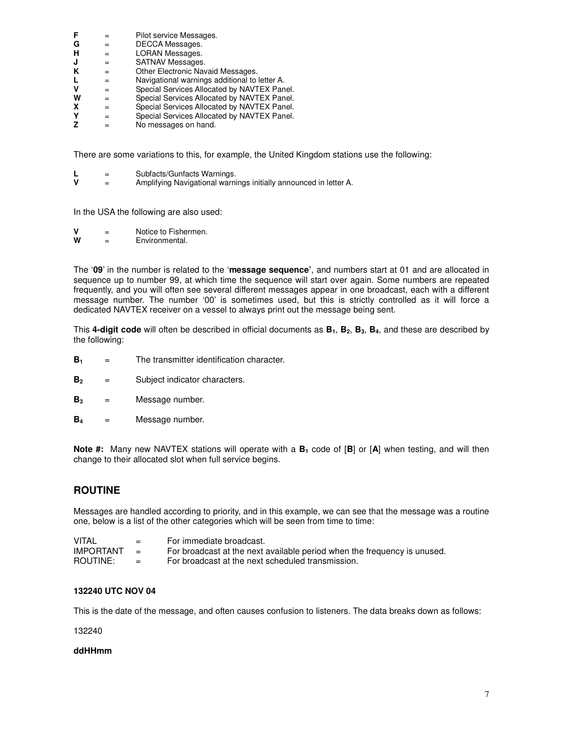**F** = Pilot service Messages.
**G** = DECCA Messages.
**H** = LORAN Messages.
**J** = SATNAV Messages.
**K** = Other Electronic Navaid Messages.
**L** = Navigational warnings additional to letter A.
**V** = Special Services Allocated by NAVTEX Panel.
**W** = Special Services Allocated by NAVTEX Panel.
**X** = Special Services Allocated by NAVTEX Panel.
**Y** = Special Services Allocated by NAVTEX Panel.
**Z** = No messages on hand.

There are some variations to this, for example, the United Kingdom stations use the following:

**L** = Subfacts/Gunfacts Warnings.
**V** = Amplifying Navigational warnings initially announced in letter A.

In the USA the following are also used:

**V** = Notice to Fishermen.
**W** = Environmental.

The '**09**' in the number is related to the '**message sequence'**, and numbers start at 01 and are allocated in sequence up to number 99, at which time the sequence will start over again. Some numbers are repeated frequently, and you will often see several different messages appear in one broadcast, each with a different message number. The number '00' is sometimes used, but this is strictly controlled as it will force a dedicated NAVTEX receiver on a vessel to always print out the message being sent.

This **4-digit code** will often be described in official documents as $\mathbf{B_1}$, $\mathbf{B_2}$, $\mathbf{B_3}$, $\mathbf{B_4}$, and these are described by the following:

$\mathbf{B_1}$ = The transmitter identification character.

$\mathbf{B_2}$ = Subject indicator characters.

$\mathbf{B_3}$ = Message number.

$\mathbf{B_4}$ = Message number.

**Note #:** Many new NAVTEX stations will operate with a $\mathbf{B_1}$ code of [**B**] or [**A**] when testing, and will then change to their allocated slot when full service begins.

## ROUTINE

Messages are handled according to priority, and in this example, we can see that the message was a routine one, below is a list of the other categories which will be seen from time to time:

VITAL = For immediate broadcast.
IMPORTANT = For broadcast at the next available period when the frequency is unused.
ROUTINE: = For broadcast at the next scheduled transmission.

**132240 UTC NOV 04**

This is the date of the message, and often causes confusion to listeners. The data breaks down as follows:

132240

**ddHHmm**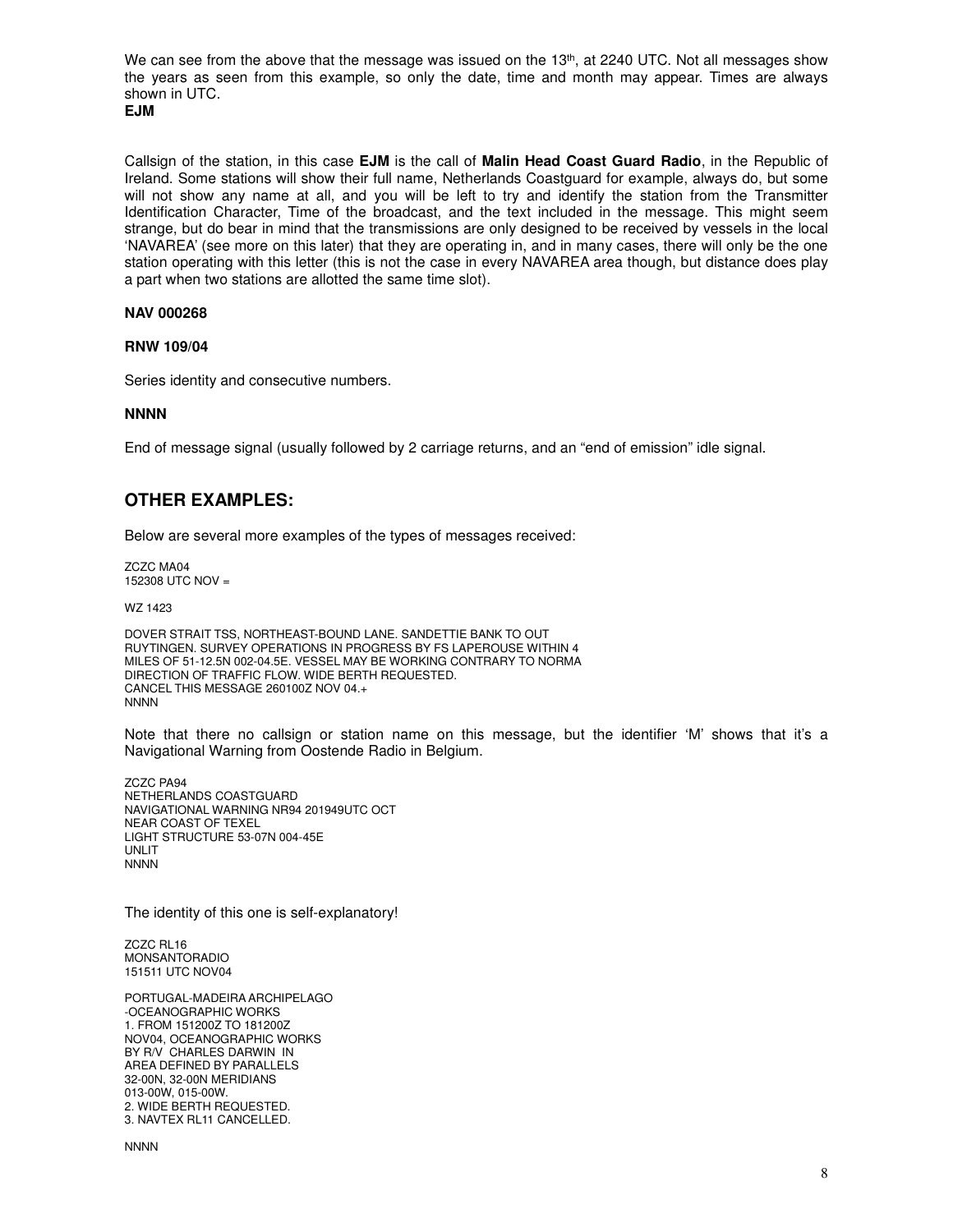We can see from the above that the message was issued on the 13th, at 2240 UTC. Not all messages show the years as seen from this example, so only the date, time and month may appear. Times are always shown in UTC.

**EJM**

Callsign of the station, in this case **EJM** is the call of **Malin Head Coast Guard Radio**, in the Republic of Ireland. Some stations will show their full name, Netherlands Coastguard for example, always do, but some will not show any name at all, and you will be left to try and identify the station from the Transmitter Identification Character, Time of the broadcast, and the text included in the message. This might seem strange, but do bear in mind that the transmissions are only designed to be received by vessels in the local 'NAVAREA' (see more on this later) that they are operating in, and in many cases, there will only be the one station operating with this letter (this is not the case in every NAVAREA area though, but distance does play a part when two stations are allotted the same time slot).

**NAV 000268**

**RNW 109/04**

Series identity and consecutive numbers.

**NNNN**

End of message signal (usually followed by 2 carriage returns, and an "end of emission" idle signal.

## OTHER EXAMPLES:

Below are several more examples of the types of messages received:

```
ZCZC MA04
152308 UTC NOV =

WZ 1423

DOVER STRAIT TSS, NORTHEAST-BOUND LANE. SANDETTIE BANK TO OUT
RUYTINGEN. SURVEY OPERATIONS IN PROGRESS BY FS LAPEROUSE WITHIN 4
MILES OF 51-12.5N 002-04.5E. VESSEL MAY BE WORKING CONTRARY TO NORMA
DIRECTION OF TRAFFIC FLOW. WIDE BERTH REQUESTED.
CANCEL THIS MESSAGE 260100Z NOV 04.+
NNNN
```

Note that there no callsign or station name on this message, but the identifier 'M' shows that it's a Navigational Warning from Oostende Radio in Belgium.

```
ZCZC PA94
NETHERLANDS COASTGUARD
NAVIGATIONAL WARNING NR94 201949UTC OCT
NEAR COAST OF TEXEL
LIGHT STRUCTURE 53-07N 004-45E
UNLIT
NNNN
```

The identity of this one is self-explanatory!

```
ZCZC RL16
MONSANTORADIO
151511 UTC NOV04

PORTUGAL-MADEIRA ARCHIPELAGO
-OCEANOGRAPHIC WORKS
1. FROM 151200Z TO 181200Z
NOV04, OCEANOGRAPHIC WORKS
BY R/V  CHARLES DARWIN  IN
AREA DEFINED BY PARALLELS
32-00N, 32-00N MERIDIANS
013-00W, 015-00W.
2. WIDE BERTH REQUESTED.
3. NAVTEX RL11 CANCELLED.

NNNN
```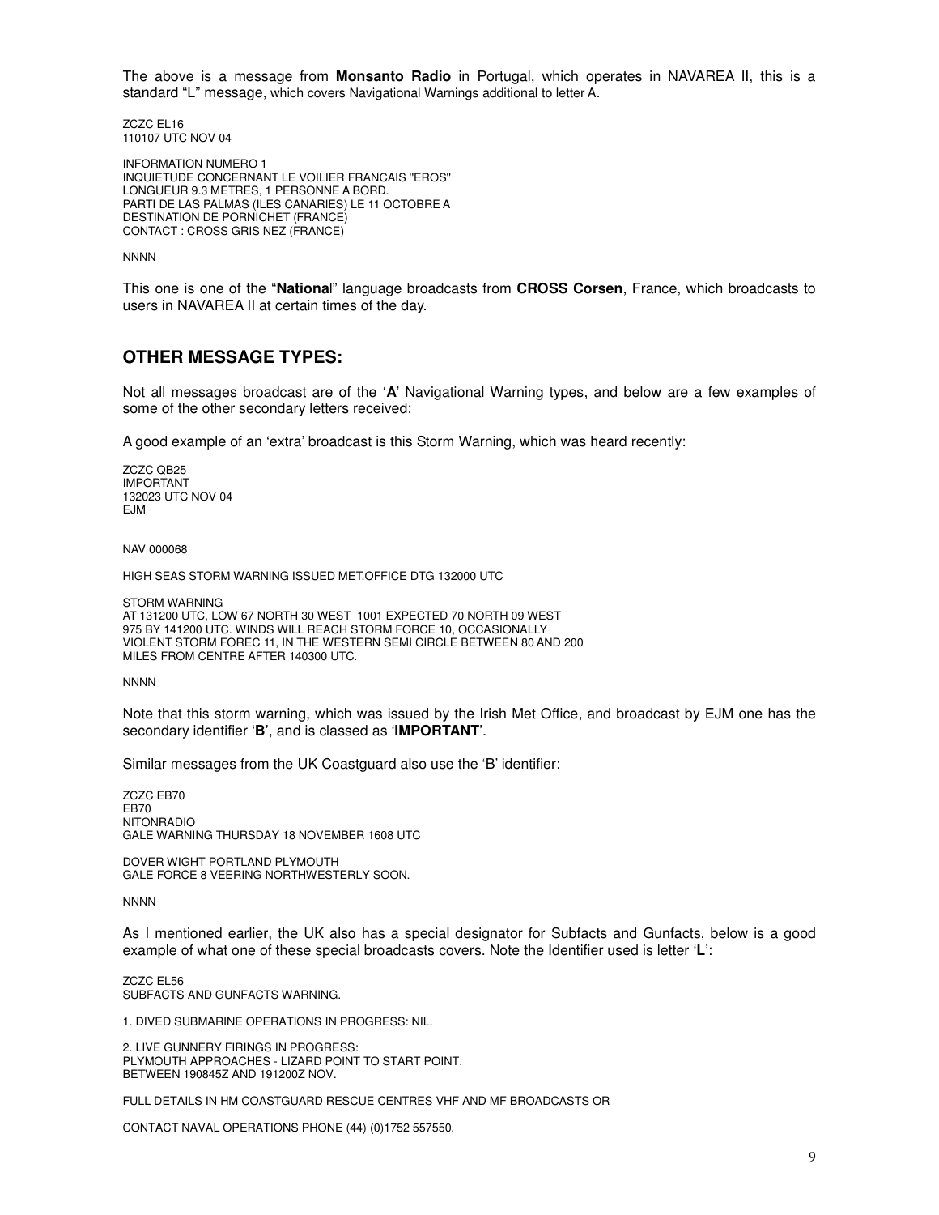The above is a message from **Monsanto Radio** in Portugal, which operates in NAVAREA II, this is a standard "L" message, which covers Navigational Warnings additional to letter A.

```
ZCZC EL16
110107 UTC NOV 04

INFORMATION NUMERO 1
INQUIETUDE CONCERNANT LE VOILIER FRANCAIS "EROS"
LONGUEUR 9.3 METRES, 1 PERSONNE A BORD.
PARTI DE LAS PALMAS (ILES CANARIES) LE 11 OCTOBRE A
DESTINATION DE PORNICHET (FRANCE)
CONTACT : CROSS GRIS NEZ (FRANCE)

NNNN
```

This one is one of the "**Nationa**l" language broadcasts from **CROSS Corsen**, France, which broadcasts to users in NAVAREA II at certain times of the day.

## OTHER MESSAGE TYPES:

Not all messages broadcast are of the '**A**' Navigational Warning types, and below are a few examples of some of the other secondary letters received:

A good example of an 'extra' broadcast is this Storm Warning, which was heard recently:

```
ZCZC QB25
IMPORTANT
132023 UTC NOV 04
EJM

NAV 000068

HIGH SEAS STORM WARNING ISSUED MET.OFFICE DTG 132000 UTC

STORM WARNING
AT 131200 UTC, LOW 67 NORTH 30 WEST  1001 EXPECTED 70 NORTH 09 WEST
975 BY 141200 UTC. WINDS WILL REACH STORM FORCE 10, OCCASIONALLY
VIOLENT STORM FOREC 11, IN THE WESTERN SEMI CIRCLE BETWEEN 80 AND 200
MILES FROM CENTRE AFTER 140300 UTC.

NNNN
```

Note that this storm warning, which was issued by the Irish Met Office, and broadcast by EJM one has the secondary identifier '**B**', and is classed as '**IMPORTANT**'.

Similar messages from the UK Coastguard also use the 'B' identifier:

```
ZCZC EB70
EB70
NITONRADIO
GALE WARNING THURSDAY 18 NOVEMBER 1608 UTC

DOVER WIGHT PORTLAND PLYMOUTH
GALE FORCE 8 VEERING NORTHWESTERLY SOON.

NNNN
```

As I mentioned earlier, the UK also has a special designator for Subfacts and Gunfacts, below is a good example of what one of these special broadcasts covers. Note the Identifier used is letter '**L**':

```
ZCZC EL56
SUBFACTS AND GUNFACTS WARNING.

1. DIVED SUBMARINE OPERATIONS IN PROGRESS: NIL.

2. LIVE GUNNERY FIRINGS IN PROGRESS:
PLYMOUTH APPROACHES - LIZARD POINT TO START POINT.
BETWEEN 190845Z AND 191200Z NOV.

FULL DETAILS IN HM COASTGUARD RESCUE CENTRES VHF AND MF BROADCASTS OR

CONTACT NAVAL OPERATIONS PHONE (44) (0)1752 557550.
```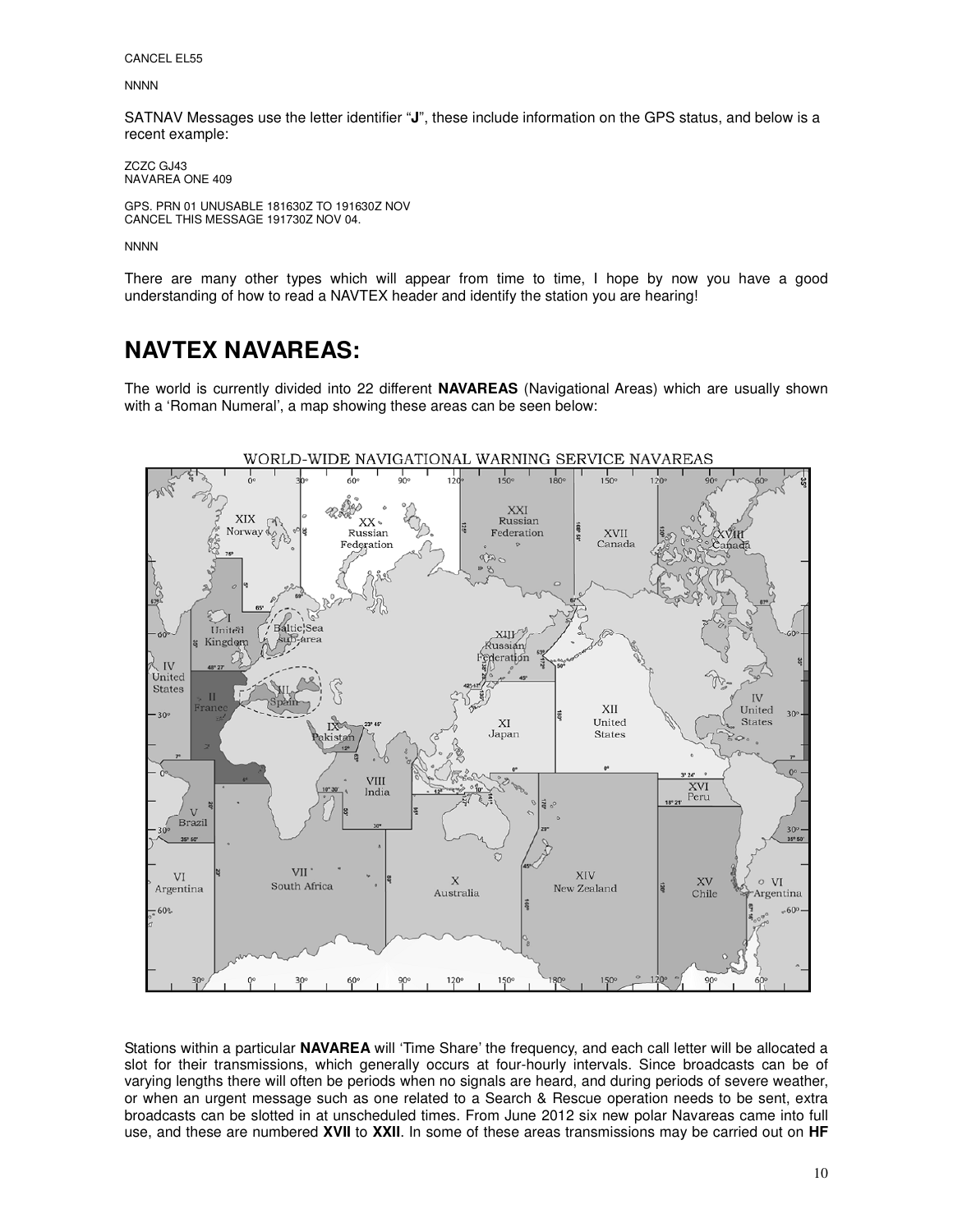CANCEL EL55

NNNN

SATNAV Messages use the letter identifier "**J**", these include information on the GPS status, and below is a recent example:

```
ZCZC GJ43
NAVAREA ONE 409

GPS. PRN 01 UNUSABLE 181630Z TO 191630Z NOV
CANCEL THIS MESSAGE 191730Z NOV 04.

NNNN
```

There are many other types which will appear from time to time, I hope by now you have a good understanding of how to read a NAVTEX header and identify the station you are hearing!

# NAVTEX NAVAREAS:

The world is currently divided into 22 different **NAVAREAS** (Navigational Areas) which are usually shown with a 'Roman Numeral', a map showing these areas can be seen below:

Stations within a particular **NAVAREA** will 'Time Share' the frequency, and each call letter will be allocated a slot for their transmissions, which generally occurs at four-hourly intervals. Since broadcasts can be of varying lengths there will often be periods when no signals are heard, and during periods of severe weather, or when an urgent message such as one related to a Search & Rescue operation needs to be sent, extra broadcasts can be slotted in at unscheduled times. From June 2012 six new polar Navareas came into full use, and these are numbered **XVII** to **XXII**. In some of these areas transmissions may be carried out on **HF**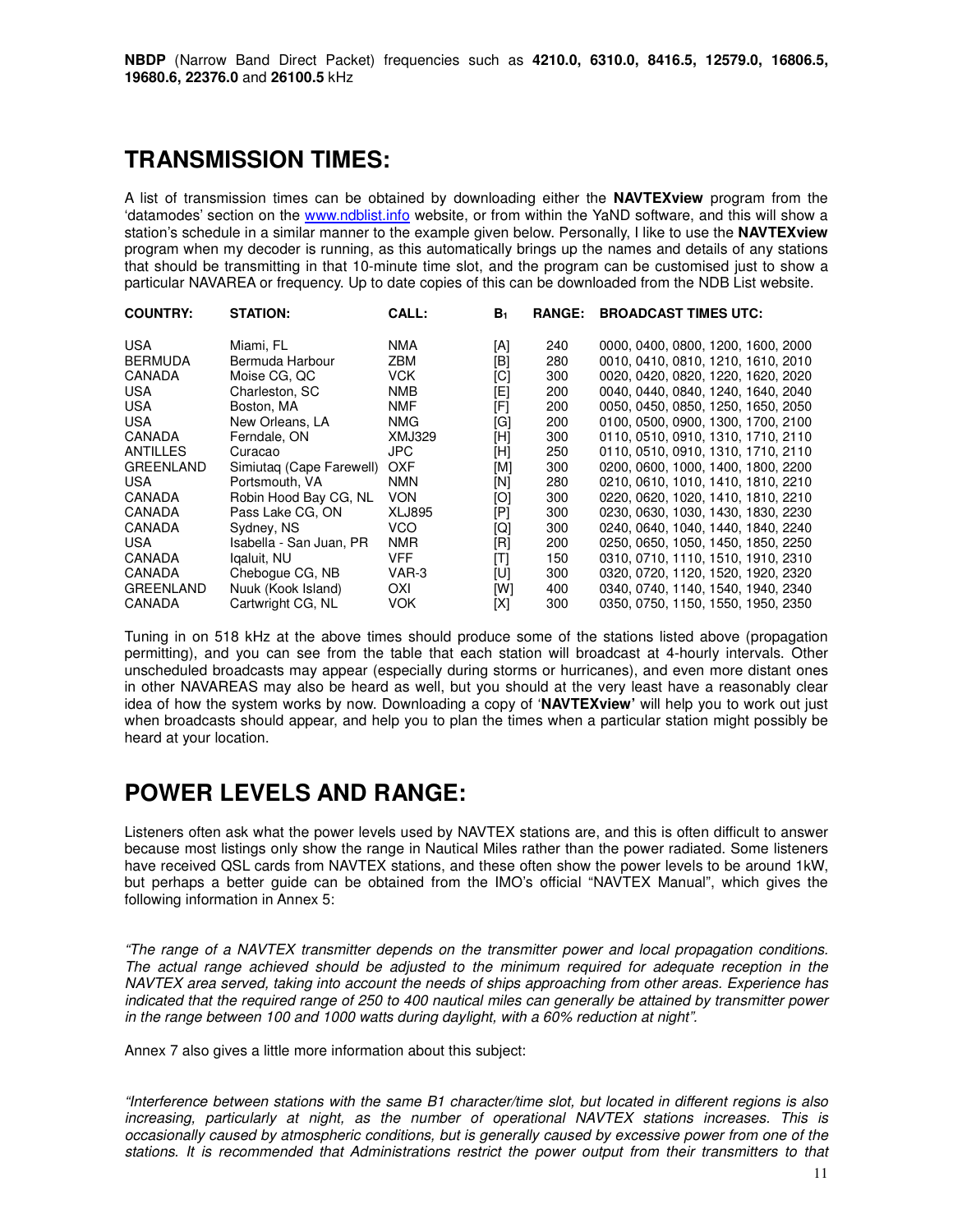**NBDP** (Narrow Band Direct Packet) frequencies such as **4210.0, 6310.0, 8416.5, 12579.0, 16806.5, 19680.6, 22376.0** and **26100.5** kHz

## TRANSMISSION TIMES:

A list of transmission times can be obtained by downloading either the **NAVTEXview** program from the 'datamodes' section on the www.ndblist.info website, or from within the YaND software, and this will show a station's schedule in a similar manner to the example given below. Personally, I like to use the **NAVTEXview** program when my decoder is running, as this automatically brings up the names and details of any stations that should be transmitting in that 10-minute time slot, and the program can be customised just to show a particular NAVAREA or frequency. Up to date copies of this can be downloaded from the NDB List website.

| COUNTRY: | STATION: | CALL: | $B_1$ | RANGE: | BROADCAST TIMES UTC: |
|---|---|---|---|---|---|
| USA | Miami, FL | NMA | [A] | 240 | 0000, 0400, 0800, 1200, 1600, 2000 |
| BERMUDA | Bermuda Harbour | ZBM | [B] | 280 | 0010, 0410, 0810, 1210, 1610, 2010 |
| CANADA | Moise CG, QC | VCK | [C] | 300 | 0020, 0420, 0820, 1220, 1620, 2020 |
| USA | Charleston, SC | NMB | [E] | 200 | 0040, 0440, 0840, 1240, 1640, 2040 |
| USA | Boston, MA | NMF | [F] | 200 | 0050, 0450, 0850, 1250, 1650, 2050 |
| USA | New Orleans, LA | NMG | [G] | 200 | 0100, 0500, 0900, 1300, 1700, 2100 |
| CANADA | Ferndale, ON | XMJ329 | [H] | 300 | 0110, 0510, 0910, 1310, 1710, 2110 |
| ANTILLES | Curacao | JPC | [H] | 250 | 0110, 0510, 0910, 1310, 1710, 2110 |
| GREENLAND | Simiutaq (Cape Farewell) | OXF | [M] | 300 | 0200, 0600, 1000, 1400, 1800, 2200 |
| USA | Portsmouth, VA | NMN | [N] | 280 | 0210, 0610, 1010, 1410, 1810, 2210 |
| CANADA | Robin Hood Bay CG, NL | VON | [O] | 300 | 0220, 0620, 1020, 1410, 1810, 2210 |
| CANADA | Pass Lake CG, ON | XLJ895 | [P] | 300 | 0230, 0630, 1030, 1430, 1830, 2230 |
| CANADA | Sydney, NS | VCO | [Q] | 300 | 0240, 0640, 1040, 1440, 1840, 2240 |
| USA | Isabella - San Juan, PR | NMR | [R] | 200 | 0250, 0650, 1050, 1450, 1850, 2250 |
| CANADA | Iqaluit, NU | VFF | [T] | 150 | 0310, 0710, 1110, 1510, 1910, 2310 |
| CANADA | Chebogue CG, NB | VAR-3 | [U] | 300 | 0320, 0720, 1120, 1520, 1920, 2320 |
| GREENLAND | Nuuk (Kook Island) | OXI | [W] | 400 | 0340, 0740, 1140, 1540, 1940, 2340 |
| CANADA | Cartwright CG, NL | VOK | [X] | 300 | 0350, 0750, 1150, 1550, 1950, 2350 |

Tuning in on 518 kHz at the above times should produce some of the stations listed above (propagation permitting), and you can see from the table that each station will broadcast at 4-hourly intervals. Other unscheduled broadcasts may appear (especially during storms or hurricanes), and even more distant ones in other NAVAREAS may also be heard as well, but you should at the very least have a reasonably clear idea of how the system works by now. Downloading a copy of '**NAVTEXview'** will help you to work out just when broadcasts should appear, and help you to plan the times when a particular station might possibly be heard at your location.

## POWER LEVELS AND RANGE:

Listeners often ask what the power levels used by NAVTEX stations are, and this is often difficult to answer because most listings only show the range in Nautical Miles rather than the power radiated. Some listeners have received QSL cards from NAVTEX stations, and these often show the power levels to be around 1kW, but perhaps a better guide can be obtained from the IMO's official "NAVTEX Manual", which gives the following information in Annex 5:

*"The range of a NAVTEX transmitter depends on the transmitter power and local propagation conditions. The actual range achieved should be adjusted to the minimum required for adequate reception in the NAVTEX area served, taking into account the needs of ships approaching from other areas. Experience has indicated that the required range of 250 to 400 nautical miles can generally be attained by transmitter power in the range between 100 and 1000 watts during daylight, with a 60% reduction at night".*

Annex 7 also gives a little more information about this subject:

*"Interference between stations with the same B1 character/time slot, but located in different regions is also increasing, particularly at night, as the number of operational NAVTEX stations increases. This is occasionally caused by atmospheric conditions, but is generally caused by excessive power from one of the stations. It is recommended that Administrations restrict the power output from their transmitters to that*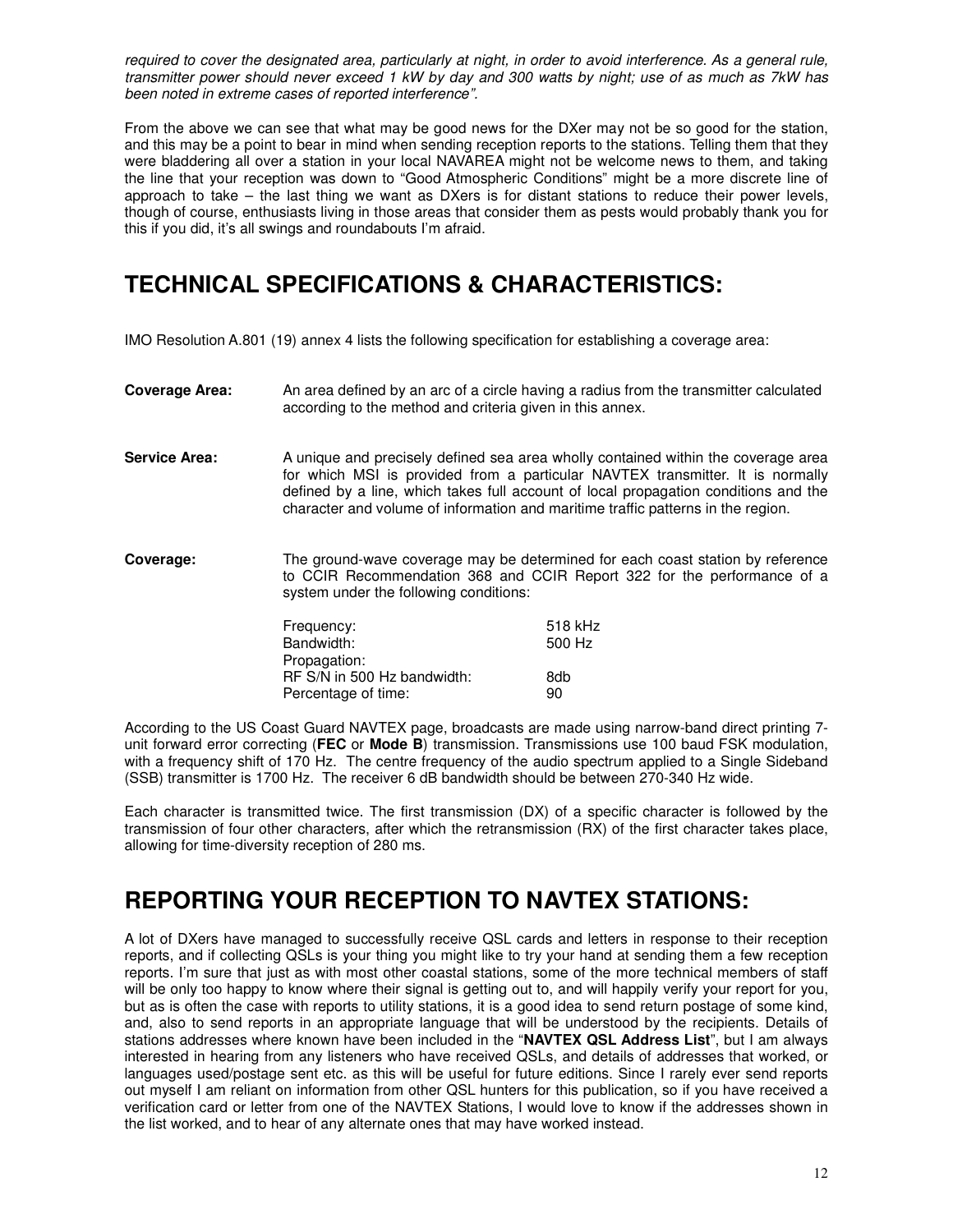*required to cover the designated area, particularly at night, in order to avoid interference. As a general rule, transmitter power should never exceed 1 kW by day and 300 watts by night; use of as much as 7kW has been noted in extreme cases of reported interference".*

From the above we can see that what may be good news for the DXer may not be so good for the station, and this may be a point to bear in mind when sending reception reports to the stations. Telling them that they were bladdering all over a station in your local NAVAREA might not be welcome news to them, and taking the line that your reception was down to "Good Atmospheric Conditions" might be a more discrete line of approach to take – the last thing we want as DXers is for distant stations to reduce their power levels, though of course, enthusiasts living in those areas that consider them as pests would probably thank you for this if you did, it's all swings and roundabouts I'm afraid.

## TECHNICAL SPECIFICATIONS & CHARACTERISTICS:

IMO Resolution A.801 (19) annex 4 lists the following specification for establishing a coverage area:

**Coverage Area:** An area defined by an arc of a circle having a radius from the transmitter calculated according to the method and criteria given in this annex.

**Service Area:** A unique and precisely defined sea area wholly contained within the coverage area for which MSI is provided from a particular NAVTEX transmitter. It is normally defined by a line, which takes full account of local propagation conditions and the character and volume of information and maritime traffic patterns in the region.

**Coverage:** The ground-wave coverage may be determined for each coast station by reference to CCIR Recommendation 368 and CCIR Report 322 for the performance of a system under the following conditions:

| | |
|---|---|
| Frequency: | 518 kHz |
| Bandwidth: | 500 Hz |
| Propagation: | |
| RF S/N in 500 Hz bandwidth: | 8db |
| Percentage of time: | 90 |

According to the US Coast Guard NAVTEX page, broadcasts are made using narrow-band direct printing 7-unit forward error correcting (**FEC** or **Mode B**) transmission. Transmissions use 100 baud FSK modulation, with a frequency shift of 170 Hz. The centre frequency of the audio spectrum applied to a Single Sideband (SSB) transmitter is 1700 Hz. The receiver 6 dB bandwidth should be between 270-340 Hz wide.

Each character is transmitted twice. The first transmission (DX) of a specific character is followed by the transmission of four other characters, after which the retransmission (RX) of the first character takes place, allowing for time-diversity reception of 280 ms.

## REPORTING YOUR RECEPTION TO NAVTEX STATIONS:

A lot of DXers have managed to successfully receive QSL cards and letters in response to their reception reports, and if collecting QSLs is your thing you might like to try your hand at sending them a few reception reports. I'm sure that just as with most other coastal stations, some of the more technical members of staff will be only too happy to know where their signal is getting out to, and will happily verify your report for you, but as is often the case with reports to utility stations, it is a good idea to send return postage of some kind, and, also to send reports in an appropriate language that will be understood by the recipients. Details of stations addresses where known have been included in the "**NAVTEX QSL Address List**", but I am always interested in hearing from any listeners who have received QSLs, and details of addresses that worked, or languages used/postage sent etc. as this will be useful for future editions. Since I rarely ever send reports out myself I am reliant on information from other QSL hunters for this publication, so if you have received a verification card or letter from one of the NAVTEX Stations, I would love to know if the addresses shown in the list worked, and to hear of any alternate ones that may have worked instead.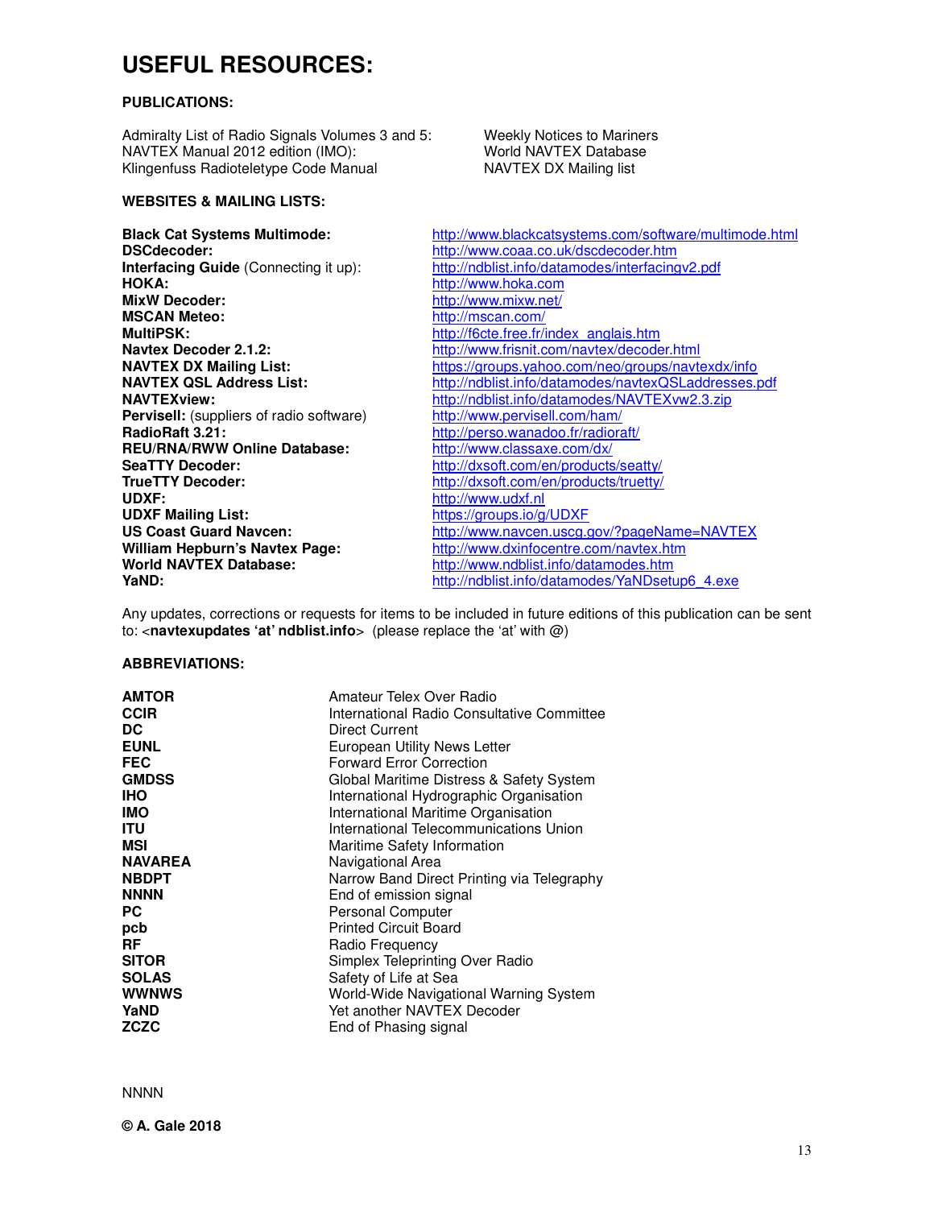# USEFUL RESOURCES:

**PUBLICATIONS:**

Admiralty List of Radio Signals Volumes 3 and 5:
NAVTEX Manual 2012 edition (IMO):
Klingenfuss Radioteletype Code Manual

Weekly Notices to Mariners
World NAVTEX Database
NAVTEX DX Mailing list

**WEBSITES & MAILING LISTS:**

| | |
|---|---|
| **Black Cat Systems Multimode:** | http://www.blackcatsystems.com/software/multimode.html |
| **DSCdecoder:** | http://www.coaa.co.uk/dscdecoder.htm |
| **Interfacing Guide** (Connecting it up): | http://ndblist.info/datamodes/interfacingv2.pdf |
| **HOKA:** | http://www.hoka.com |
| **MixW Decoder:** | http://www.mixw.net/ |
| **MSCAN Meteo:** | http://mscan.com/ |
| **MultiPSK:** | http://f6cte.free.fr/index_anglais.htm |
| **Navtex Decoder 2.1.2:** | http://www.frisnit.com/navtex/decoder.html |
| **NAVTEX DX Mailing List:** | https://groups.yahoo.com/neo/groups/navtexdx/info |
| **NAVTEX QSL Address List:** | http://ndblist.info/datamodes/navtexQSLaddresses.pdf |
| **NAVTEXview:** | http://ndblist.info/datamodes/NAVTEXvw2.3.zip |
| **Pervisell:** (suppliers of radio software) | http://www.pervisell.com/ham/ |
| **RadioRaft 3.21:** | http://perso.wanadoo.fr/radioraft/ |
| **REU/RNA/RWW Online Database:** | http://www.classaxe.com/dx/ |
| **SeaTTY Decoder:** | http://dxsoft.com/en/products/seatty/ |
| **TrueTTY Decoder:** | http://dxsoft.com/en/products/truetty/ |
| **UDXF:** | http://www.udxf.nl |
| **UDXF Mailing List:** | https://groups.io/g/UDXF |
| **US Coast Guard Navcen:** | http://www.navcen.uscg.gov/?pageName=NAVTEX |
| **William Hepburn's Navtex Page:** | http://www.dxinfocentre.com/navtex.htm |
| **World NAVTEX Database:** | http://www.ndblist.info/datamodes.htm |
| **YaND:** | http://ndblist.info/datamodes/YaNDsetup6_4.exe |

Any updates, corrections or requests for items to be included in future editions of this publication can be sent to: <**navtexupdates 'at' ndblist.info**> (please replace the 'at' with @)

**ABBREVIATIONS:**

| | |
|---|---|
| **AMTOR** | Amateur Telex Over Radio |
| **CCIR** | International Radio Consultative Committee |
| **DC** | Direct Current |
| **EUNL** | European Utility News Letter |
| **FEC** | Forward Error Correction |
| **GMDSS** | Global Maritime Distress & Safety System |
| **IHO** | International Hydrographic Organisation |
| **IMO** | International Maritime Organisation |
| **ITU** | International Telecommunications Union |
| **MSI** | Maritime Safety Information |
| **NAVAREA** | Navigational Area |
| **NBDPT** | Narrow Band Direct Printing via Telegraphy |
| **NNNN** | End of emission signal |
| **PC** | Personal Computer |
| **pcb** | Printed Circuit Board |
| **RF** | Radio Frequency |
| **SITOR** | Simplex Teleprinting Over Radio |
| **SOLAS** | Safety of Life at Sea |
| **WWNWS** | World-Wide Navigational Warning System |
| **YaND** | Yet another NAVTEX Decoder |
| **ZCZC** | End of Phasing signal |

NNNN

**© A. Gale 2018**